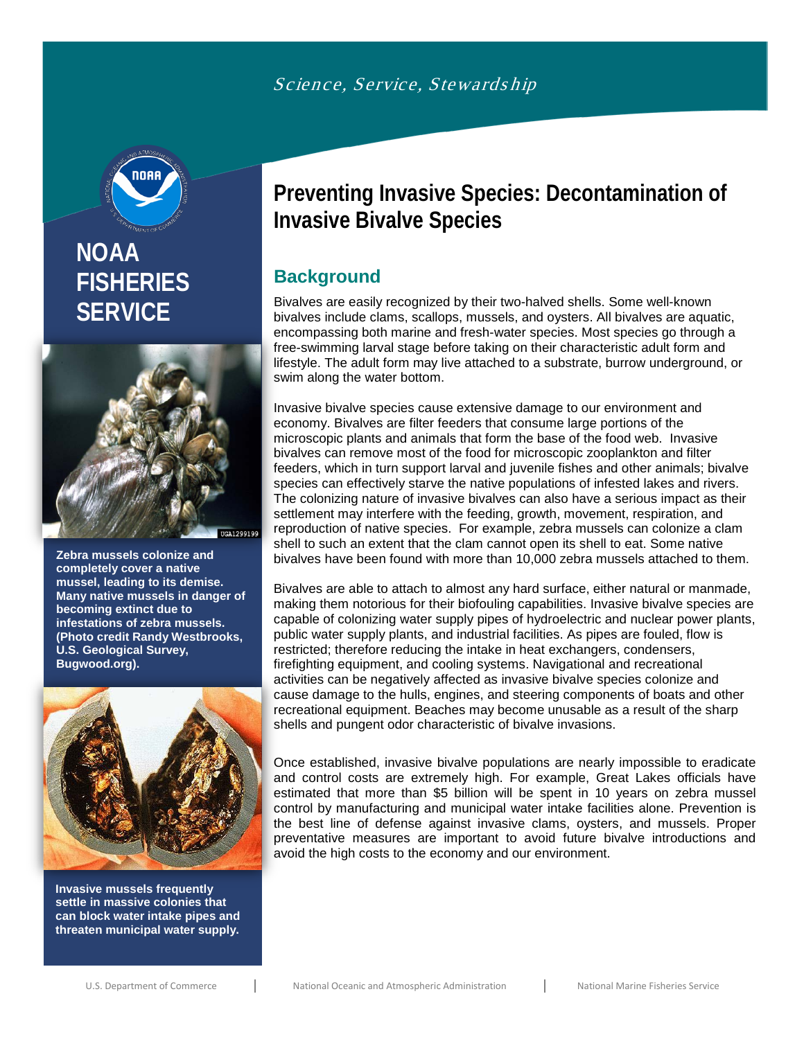Science, Service, Stewardship

NOAA FISHERIES SERVICE

# Preventing Invasive Species: Decontamination of Invasive Bivalve Species

## Background

Bivalves are easily recognized by their two-halved shells. Some well-known bivalves include clams, scallops, mussels, and oysters. All bivalves are aquatic, encompassing both marine and fresh-water species. Most species go through a free-swimming larval stage before taking on their characteristic adult form and lifestyle. The adult form may live attached to a substrate, burrow underground, or swim along the water bottom.

Invasive bivalve species cause extensive damage to our environment and economy. Bivalves are filter feeders that consume large portions of the microscopic plants and animals that form the base of the food web. Invasive bivalves can remove most of the food for microscopic zooplankton and filter feeders, which in turn support larval and juvenile fishes and other animals; bivalve species can effectively starve the native populations of infested lakes and rivers. The colonizing nature of invasive bivalves can also have a serious impact as their settlement may interfere with the feeding, growth, movement, respiration, and reproduction of native species. For example, zebra mussels can colonize a clam shell to such an extent that the clam cannot open its shell to eat. Some native bivalves have been found with more than 10,000 zebra mussels attached to them.

Bivalves are able to attach to almost any hard surface, either natural or manmade, making them notorious for their biofouling capabilities. Invasive bivalve species are capable of colonizing water supply pipes of hydroelectric and nuclear power plants, public water supply plants, and industrial facilities. As pipes are fouled, flow is restricted; therefore reducing the intake in heat exchangers, condensers, firefighting equipment, and cooling systems. Navigational and recreational activities can be negatively affected as invasive bivalve species colonize and cause damage to the hulls, engines, and steering components of boats and other recreational equipment. Beaches may become unusable as a result of the sharp shells and pungent odor characteristic of bivalve invasions.

Once established, invasive bivalve populations are nearly impossible to eradicate and control costs are extremely high. For example, Great Lakes officials have estimated that more than $5 billion will be spent in 10 years on zebra mussel control by manufacturing and municipal water intake facilities alone. Prevention is the best line of defense against invasive clams, oysters, and mussels. Proper preventative measures are important to avoid future bivalve introductions and avoid the high costs to the economy and our environment.

**Zebra mussels colonize and completely cover a native mussel, leading to its demise. Many native mussels in danger of becoming extinct due to infestations of zebra mussels. (Photo credit Randy Westbrooks, U.S. Geological Survey, Bugwood.org).**

**Invasive mussels frequently settle in massive colonies that can block water intake pipes and threaten municipal water supply.**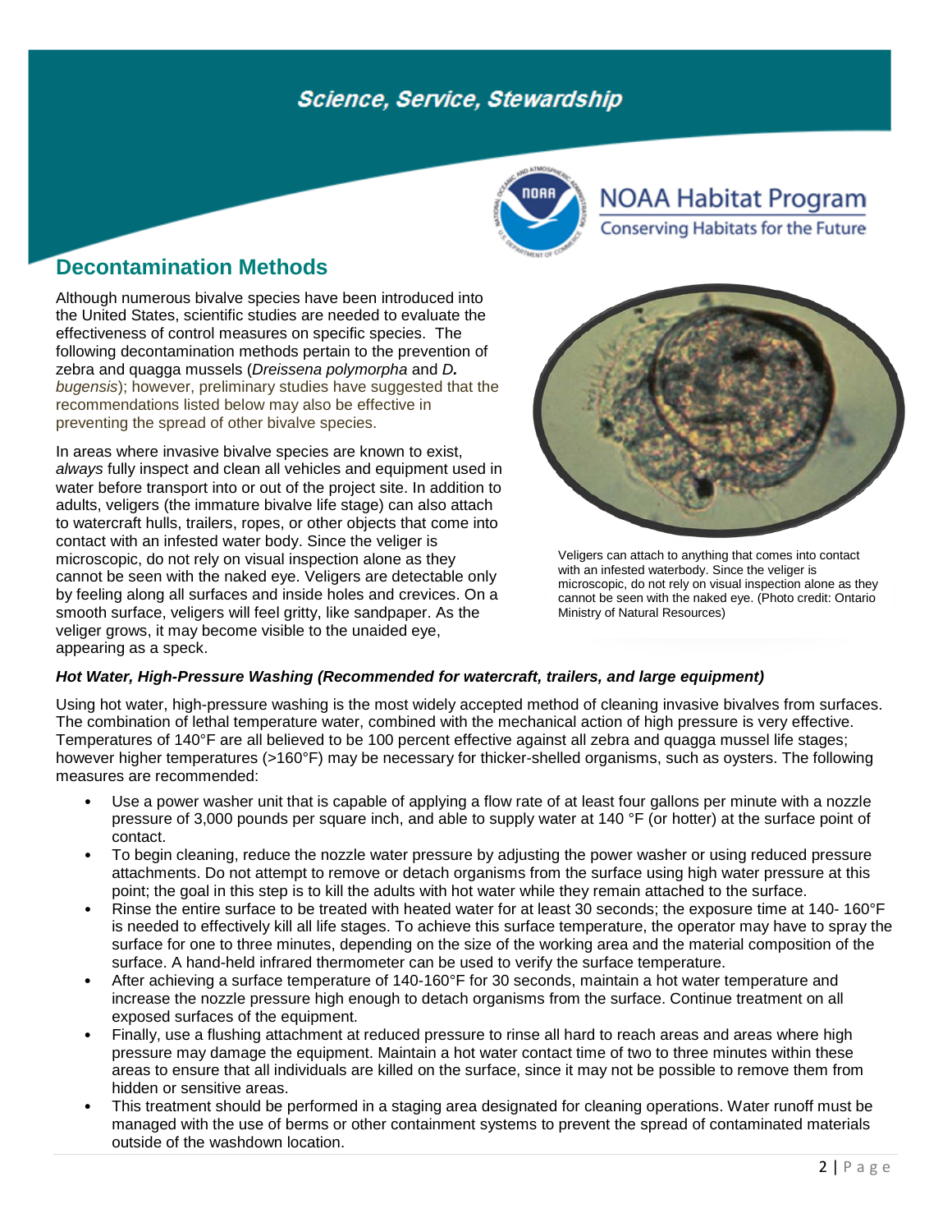## Decontamination Methods

Although numerous bivalve species have been introduced into the United States, scientific studies are needed to evaluate the effectiveness of control measures on specific species. The following decontamination methods pertain to the prevention of zebra and quagga mussels (*Dreissena polymorpha* and *D. bugensis*); however, preliminary studies have suggested that the recommendations listed below may also be effective in preventing the spread of other bivalve species.

In areas where invasive bivalve species are known to exist, *always* fully inspect and clean all vehicles and equipment used in water before transport into or out of the project site. In addition to adults, veligers (the immature bivalve life stage) can also attach to watercraft hulls, trailers, ropes, or other objects that come into contact with an infested water body. Since the veliger is microscopic, do not rely on visual inspection alone as they cannot be seen with the naked eye. Veligers are detectable only by feeling along all surfaces and inside holes and crevices. On a smooth surface, veligers will feel gritty, like sandpaper. As the veliger grows, it may become visible to the unaided eye, appearing as a speck.

Veligers can attach to anything that comes into contact with an infested waterbody. Since the veliger is microscopic, do not rely on visual inspection alone as they cannot be seen with the naked eye. (Photo credit: Ontario Ministry of Natural Resources)

### *Hot Water, High-Pressure Washing (Recommended for watercraft, trailers, and large equipment)*

Using hot water, high-pressure washing is the most widely accepted method of cleaning invasive bivalves from surfaces. The combination of lethal temperature water, combined with the mechanical action of high pressure is very effective. Temperatures of 140°F are all believed to be 100 percent effective against all zebra and quagga mussel life stages; however higher temperatures (>160°F) may be necessary for thicker-shelled organisms, such as oysters. The following measures are recommended:

- Use a power washer unit that is capable of applying a flow rate of at least four gallons per minute with a nozzle pressure of 3,000 pounds per square inch, and able to supply water at 140 °F (or hotter) at the surface point of contact.
- To begin cleaning, reduce the nozzle water pressure by adjusting the power washer or using reduced pressure attachments. Do not attempt to remove or detach organisms from the surface using high water pressure at this point; the goal in this step is to kill the adults with hot water while they remain attached to the surface.
- Rinse the entire surface to be treated with heated water for at least 30 seconds; the exposure time at 140- 160°F is needed to effectively kill all life stages. To achieve this surface temperature, the operator may have to spray the surface for one to three minutes, depending on the size of the working area and the material composition of the surface. A hand-held infrared thermometer can be used to verify the surface temperature.
- After achieving a surface temperature of 140-160°F for 30 seconds, maintain a hot water temperature and increase the nozzle pressure high enough to detach organisms from the surface. Continue treatment on all exposed surfaces of the equipment.
- Finally, use a flushing attachment at reduced pressure to rinse all hard to reach areas and areas where high pressure may damage the equipment. Maintain a hot water contact time of two to three minutes within these areas to ensure that all individuals are killed on the surface, since it may not be possible to remove them from hidden or sensitive areas.
- This treatment should be performed in a staging area designated for cleaning operations. Water runoff must be managed with the use of berms or other containment systems to prevent the spread of contaminated materials outside of the washdown location.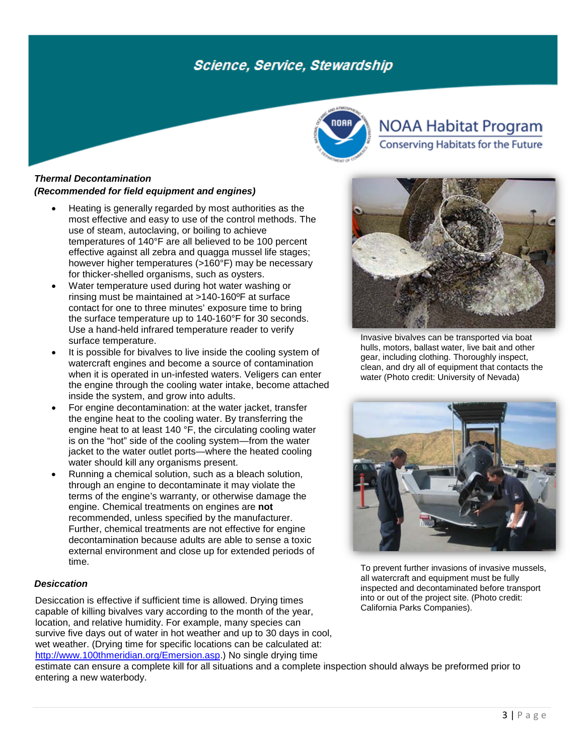***Thermal Decontamination***
***(Recommended for field equipment and engines)***

- Heating is generally regarded by most authorities as the most effective and easy to use of the control methods. The use of steam, autoclaving, or boiling to achieve temperatures of 140°F are all believed to be 100 percent effective against all zebra and quagga mussel life stages; however higher temperatures (>160°F) may be necessary for thicker-shelled organisms, such as oysters.
- Water temperature used during hot water washing or rinsing must be maintained at >140-160ºF at surface contact for one to three minutes' exposure time to bring the surface temperature up to 140-160°F for 30 seconds. Use a hand-held infrared temperature reader to verify surface temperature.
- It is possible for bivalves to live inside the cooling system of watercraft engines and become a source of contamination when it is operated in un-infested waters. Veligers can enter the engine through the cooling water intake, become attached inside the system, and grow into adults.
- For engine decontamination: at the water jacket, transfer the engine heat to the cooling water. By transferring the engine heat to at least 140 °F, the circulating cooling water is on the "hot" side of the cooling system—from the water jacket to the water outlet ports—where the heated cooling water should kill any organisms present.
- Running a chemical solution, such as a bleach solution, through an engine to decontaminate it may violate the terms of the engine's warranty, or otherwise damage the engine. Chemical treatments on engines are **not** recommended, unless specified by the manufacturer. Further, chemical treatments are not effective for engine decontamination because adults are able to sense a toxic external environment and close up for extended periods of time.

Invasive bivalves can be transported via boat hulls, motors, ballast water, live bait and other gear, including clothing. Thoroughly inspect, clean, and dry all of equipment that contacts the water (Photo credit: University of Nevada)

To prevent further invasions of invasive mussels, all watercraft and equipment must be fully inspected and decontaminated before transport into or out of the project site. (Photo credit: California Parks Companies).

***Desiccation***

Desiccation is effective if sufficient time is allowed. Drying times capable of killing bivalves vary according to the month of the year, location, and relative humidity. For example, many species can survive five days out of water in hot weather and up to 30 days in cool, wet weather. (Drying time for specific locations can be calculated at: [http://www.100thmeridian.org/Emersion.asp](http://www.100thmeridian.org/Emersion.asp).) No single drying time estimate can ensure a complete kill for all situations and a complete inspection should always be preformed prior to entering a new waterbody.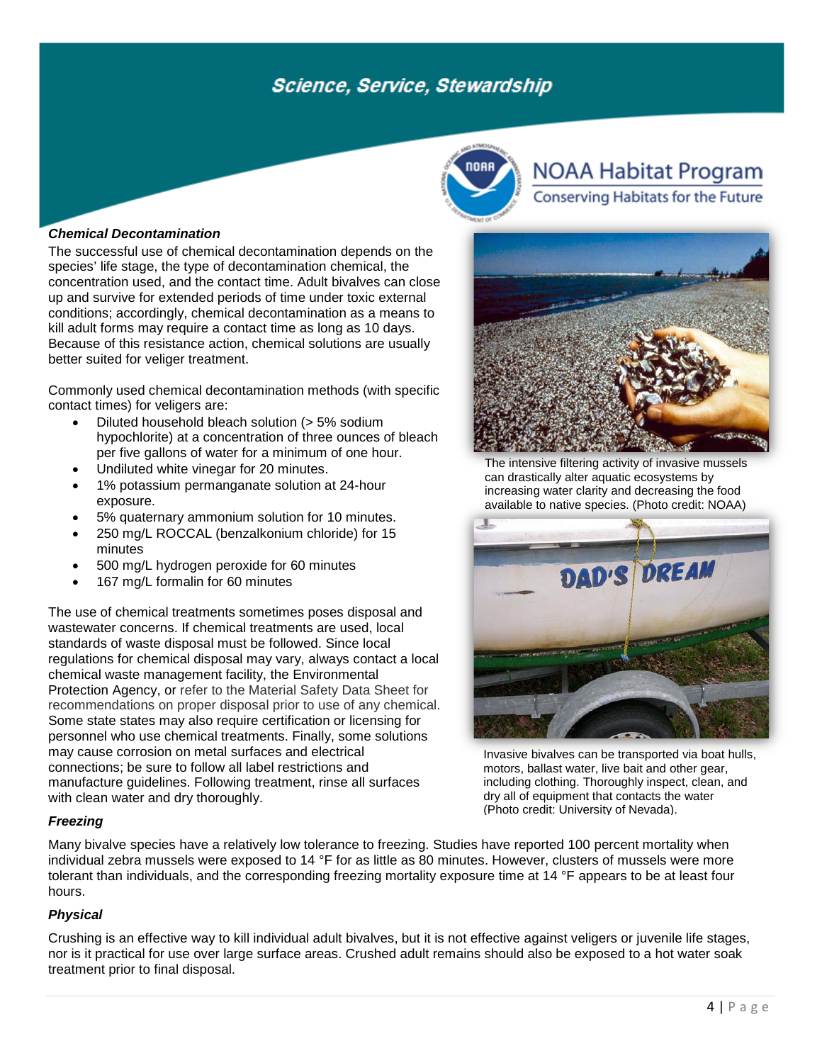### Chemical Decontamination

The successful use of chemical decontamination depends on the species' life stage, the type of decontamination chemical, the concentration used, and the contact time. Adult bivalves can close up and survive for extended periods of time under toxic external conditions; accordingly, chemical decontamination as a means to kill adult forms may require a contact time as long as 10 days. Because of this resistance action, chemical solutions are usually better suited for veliger treatment.

Commonly used chemical decontamination methods (with specific contact times) for veligers are:

- Diluted household bleach solution (> 5% sodium hypochlorite) at a concentration of three ounces of bleach per five gallons of water for a minimum of one hour.
- Undiluted white vinegar for 20 minutes.
- 1% potassium permanganate solution at 24-hour exposure.
- 5% quaternary ammonium solution for 10 minutes.
- 250 mg/L ROCCAL (benzalkonium chloride) for 15 minutes
- 500 mg/L hydrogen peroxide for 60 minutes
- 167 mg/L formalin for 60 minutes

The use of chemical treatments sometimes poses disposal and wastewater concerns. If chemical treatments are used, local standards of waste disposal must be followed. Since local regulations for chemical disposal may vary, always contact a local chemical waste management facility, the Environmental Protection Agency, or refer to the Material Safety Data Sheet for recommendations on proper disposal prior to use of any chemical. Some state states may also require certification or licensing for personnel who use chemical treatments. Finally, some solutions may cause corrosion on metal surfaces and electrical connections; be sure to follow all label restrictions and manufacture guidelines. Following treatment, rinse all surfaces with clean water and dry thoroughly.

The intensive filtering activity of invasive mussels can drastically alter aquatic ecosystems by increasing water clarity and decreasing the food available to native species. (Photo credit: NOAA)

Invasive bivalves can be transported via boat hulls, motors, ballast water, live bait and other gear, including clothing. Thoroughly inspect, clean, and dry all of equipment that contacts the water (Photo credit: University of Nevada).

### Freezing

Many bivalve species have a relatively low tolerance to freezing. Studies have reported 100 percent mortality when individual zebra mussels were exposed to 14 °F for as little as 80 minutes. However, clusters of mussels were more tolerant than individuals, and the corresponding freezing mortality exposure time at 14 °F appears to be at least four hours.

### Physical

Crushing is an effective way to kill individual adult bivalves, but it is not effective against veligers or juvenile life stages, nor is it practical for use over large surface areas. Crushed adult remains should also be exposed to a hot water soak treatment prior to final disposal.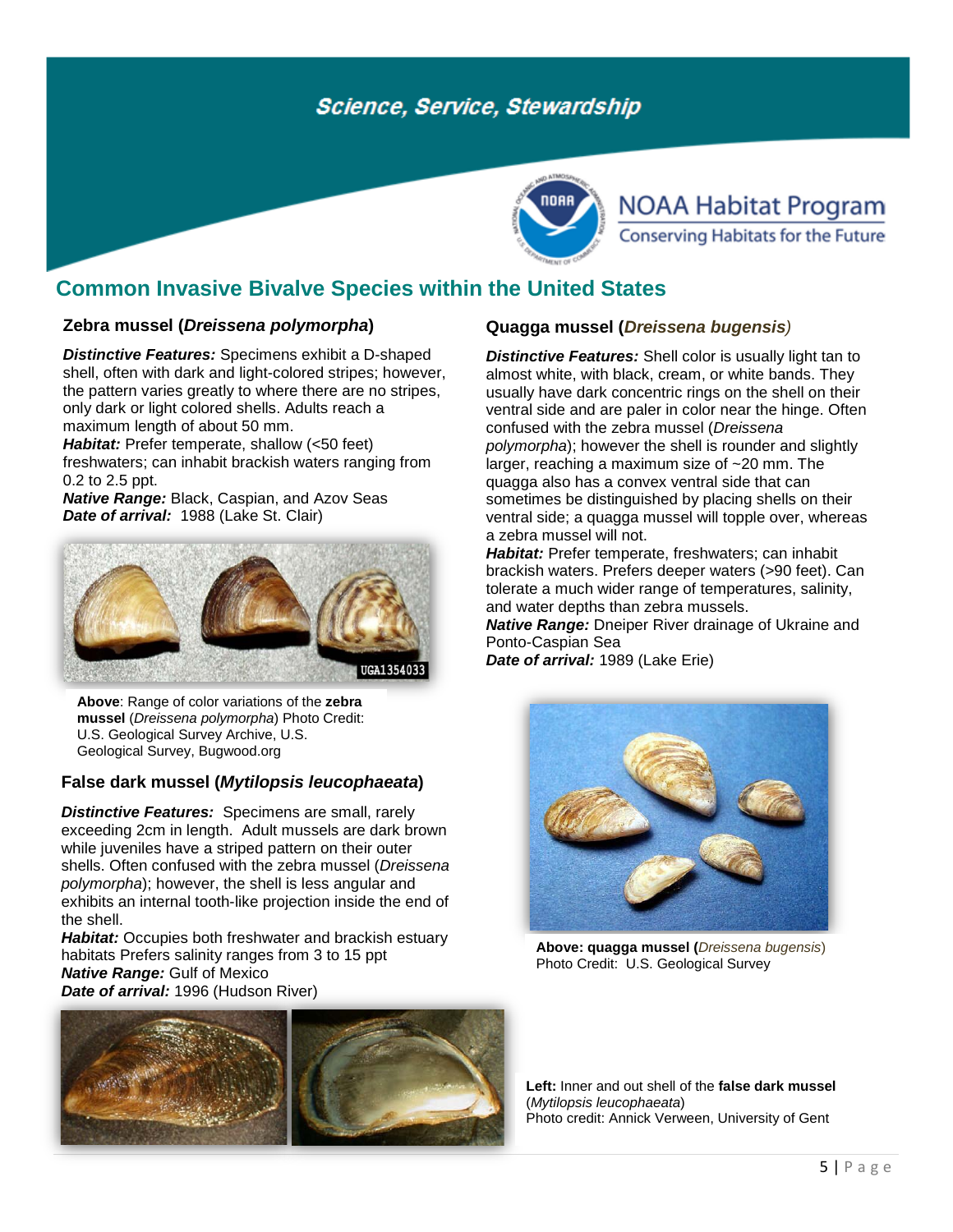# Common Invasive Bivalve Species within the United States

### Zebra mussel (*Dreissena polymorpha*)

***Distinctive Features:*** Specimens exhibit a D-shaped shell, often with dark and light-colored stripes; however, the pattern varies greatly to where there are no stripes, only dark or light colored shells. Adults reach a maximum length of about 50 mm.

***Habitat:*** Prefer temperate, shallow (<50 feet) freshwaters; can inhabit brackish waters ranging from 0.2 to 2.5 ppt.

***Native Range:*** Black, Caspian, and Azov Seas

***Date of arrival:*** 1988 (Lake St. Clair)

**Above**: Range of color variations of the **zebra mussel** (*Dreissena polymorpha*) Photo Credit: U.S. Geological Survey Archive, U.S. Geological Survey, Bugwood.org

### False dark mussel (*Mytilopsis leucophaeata*)

***Distinctive Features:*** Specimens are small, rarely exceeding 2cm in length. Adult mussels are dark brown while juveniles have a striped pattern on their outer shells. Often confused with the zebra mussel (*Dreissena polymorpha*); however, the shell is less angular and exhibits an internal tooth-like projection inside the end of the shell.

***Habitat:*** Occupies both freshwater and brackish estuary habitats Prefers salinity ranges from 3 to 15 ppt

***Native Range:*** Gulf of Mexico

***Date of arrival:*** 1996 (Hudson River)

### Quagga mussel (*Dreissena bugensis*)

***Distinctive Features:*** Shell color is usually light tan to almost white, with black, cream, or white bands. They usually have dark concentric rings on the shell on their ventral side and are paler in color near the hinge. Often confused with the zebra mussel (*Dreissena polymorpha*); however the shell is rounder and slightly larger, reaching a maximum size of ~20 mm. The quagga also has a convex ventral side that can sometimes be distinguished by placing shells on their ventral side; a quagga mussel will topple over, whereas a zebra mussel will not.

***Habitat:*** Prefer temperate, freshwaters; can inhabit brackish waters. Prefers deeper waters (>90 feet). Can tolerate a much wider range of temperatures, salinity, and water depths than zebra mussels.

***Native Range:*** Dneiper River drainage of Ukraine and Ponto-Caspian Sea

***Date of arrival:*** 1989 (Lake Erie)

**Above: quagga mussel (***Dreissena bugensis***)** Photo Credit: U.S. Geological Survey

**Left:** Inner and out shell of the **false dark mussel** (*Mytilopsis leucophaeata*)
Photo credit: Annick Verween, University of Gent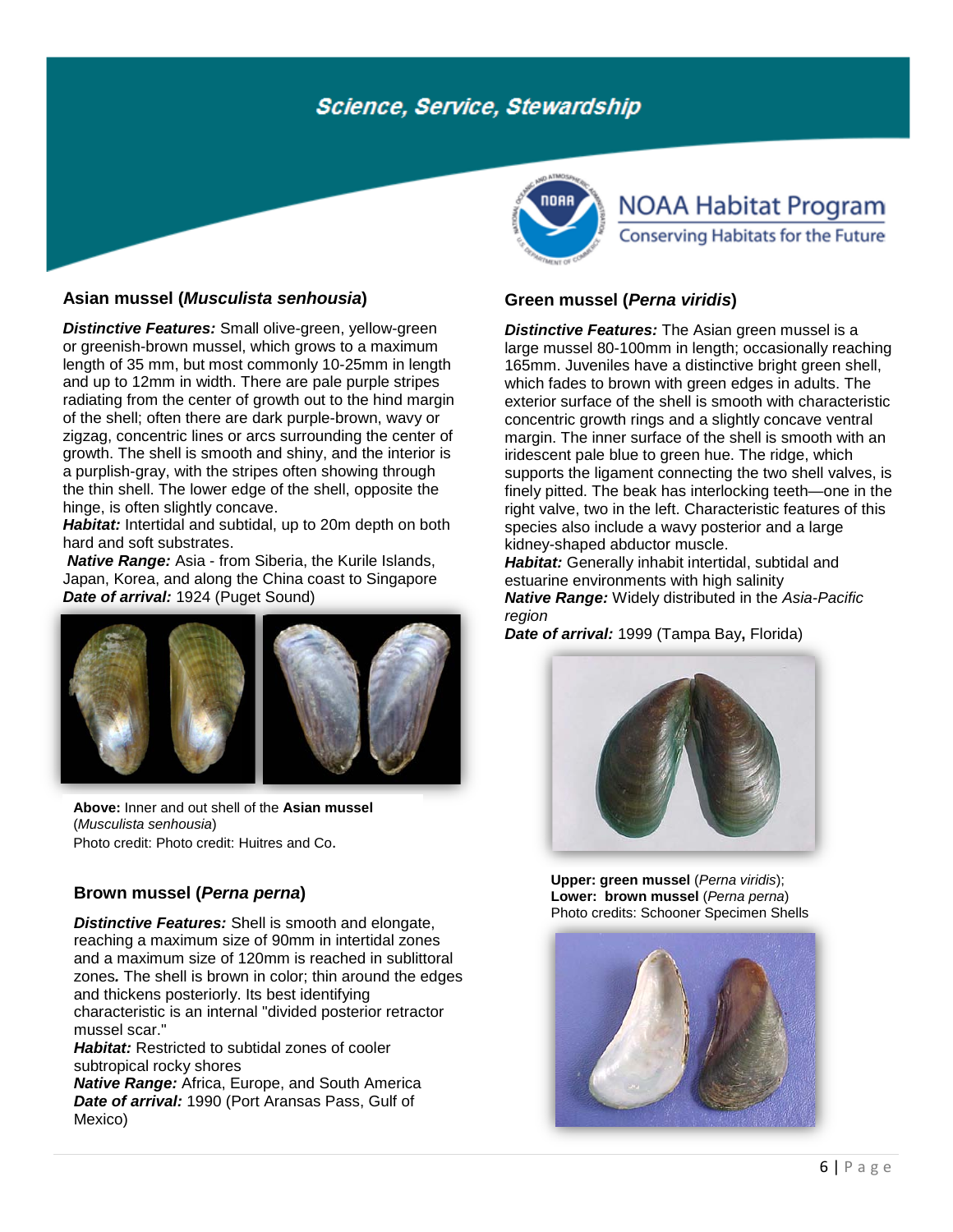Science, Service, Stewardship

NOAA Habitat Program
Conserving Habitats for the Future

## Asian mussel (*Musculista senhousia*)

***Distinctive Features:*** Small olive-green, yellow-green or greenish-brown mussel, which grows to a maximum length of 35 mm, but most commonly 10-25mm in length and up to 12mm in width. There are pale purple stripes radiating from the center of growth out to the hind margin of the shell; often there are dark purple-brown, wavy or zigzag, concentric lines or arcs surrounding the center of growth. The shell is smooth and shiny, and the interior is a purplish-gray, with the stripes often showing through the thin shell. The lower edge of the shell, opposite the hinge, is often slightly concave.
***Habitat:*** Intertidal and subtidal, up to 20m depth on both hard and soft substrates.
***Native Range:*** Asia - from Siberia, the Kurile Islands, Japan, Korea, and along the China coast to Singapore
***Date of arrival:*** 1924 (Puget Sound)

**Above:** Inner and out shell of the **Asian mussel** (*Musculista senhousia*)
Photo credit: Photo credit: Huitres and Co.

## Brown mussel (*Perna perna*)

***Distinctive Features:*** Shell is smooth and elongate, reaching a maximum size of 90mm in intertidal zones and a maximum size of 120mm is reached in sublittoral zones**.** The shell is brown in color; thin around the edges and thickens posteriorly. Its best identifying characteristic is an internal "divided posterior retractor mussel scar."
***Habitat:*** Restricted to subtidal zones of cooler subtropical rocky shores
***Native Range:*** Africa, Europe, and South America
***Date of arrival:*** 1990 (Port Aransas Pass, Gulf of Mexico)

## Green mussel (*Perna viridis*)

***Distinctive Features:*** The Asian green mussel is a large mussel 80-100mm in length; occasionally reaching 165mm. Juveniles have a distinctive bright green shell, which fades to brown with green edges in adults. The exterior surface of the shell is smooth with characteristic concentric growth rings and a slightly concave ventral margin. The inner surface of the shell is smooth with an iridescent pale blue to green hue. The ridge, which supports the ligament connecting the two shell valves, is finely pitted. The beak has interlocking teeth—one in the right valve, two in the left. Characteristic features of this species also include a wavy posterior and a large kidney-shaped abductor muscle.
***Habitat:*** Generally inhabit intertidal, subtidal and estuarine environments with high salinity
***Native Range:*** Widely distributed in the *Asia-Pacific region*
***Date of arrival:*** 1999 (Tampa Bay**,** Florida)

**Upper: green mussel** (*Perna viridis*);
**Lower: brown mussel** (*Perna perna*)
Photo credits: Schooner Specimen Shells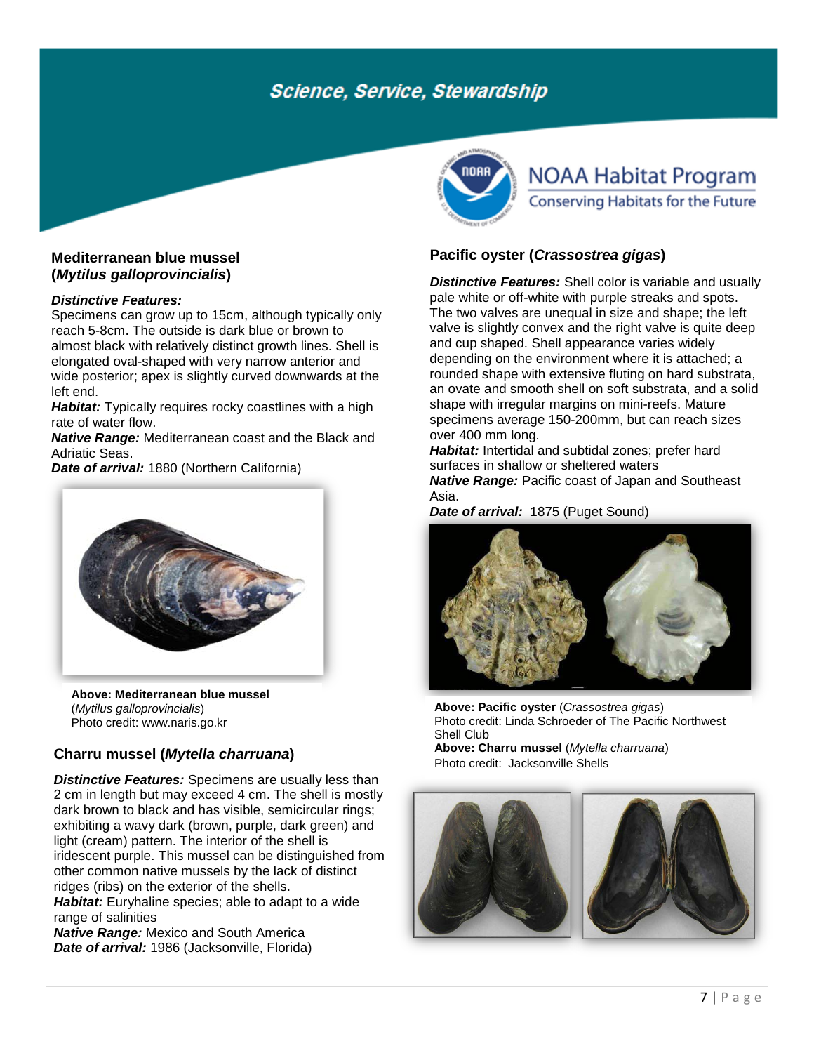## Mediterranean blue mussel (*Mytilus galloprovincialis*)

***Distinctive Features:*** Specimens can grow up to 15cm, although typically only reach 5-8cm. The outside is dark blue or brown to almost black with relatively distinct growth lines. Shell is elongated oval-shaped with very narrow anterior and wide posterior; apex is slightly curved downwards at the left end.

***Habitat:*** Typically requires rocky coastlines with a high rate of water flow.

***Native Range:*** Mediterranean coast and the Black and Adriatic Seas.

***Date of arrival:*** 1880 (Northern California)

**Above: Mediterranean blue mussel** (*Mytilus galloprovincialis*)
Photo credit: www.naris.go.kr

## Charru mussel (*Mytella charruana*)

***Distinctive Features:*** Specimens are usually less than 2 cm in length but may exceed 4 cm. The shell is mostly dark brown to black and has visible, semicircular rings; exhibiting a wavy dark (brown, purple, dark green) and light (cream) pattern. The interior of the shell is iridescent purple. This mussel can be distinguished from other common native mussels by the lack of distinct ridges (ribs) on the exterior of the shells.

***Habitat:*** Euryhaline species; able to adapt to a wide range of salinities

***Native Range:*** Mexico and South America

***Date of arrival:*** 1986 (Jacksonville, Florida)

## Pacific oyster (*Crassostrea gigas*)

***Distinctive Features:*** Shell color is variable and usually pale white or off-white with purple streaks and spots. The two valves are unequal in size and shape; the left valve is slightly convex and the right valve is quite deep and cup shaped. Shell appearance varies widely depending on the environment where it is attached; a rounded shape with extensive fluting on hard substrata, an ovate and smooth shell on soft substrata, and a solid shape with irregular margins on mini-reefs. Mature specimens average 150-200mm, but can reach sizes over 400 mm long.

***Habitat:*** Intertidal and subtidal zones; prefer hard surfaces in shallow or sheltered waters

***Native Range:*** Pacific coast of Japan and Southeast Asia.

***Date of arrival:*** 1875 (Puget Sound)

**Above: Pacific oyster** (*Crassostrea gigas*)
Photo credit: Linda Schroeder of The Pacific Northwest Shell Club

**Above: Charru mussel** (*Mytella charruana*)
Photo credit: Jacksonville Shells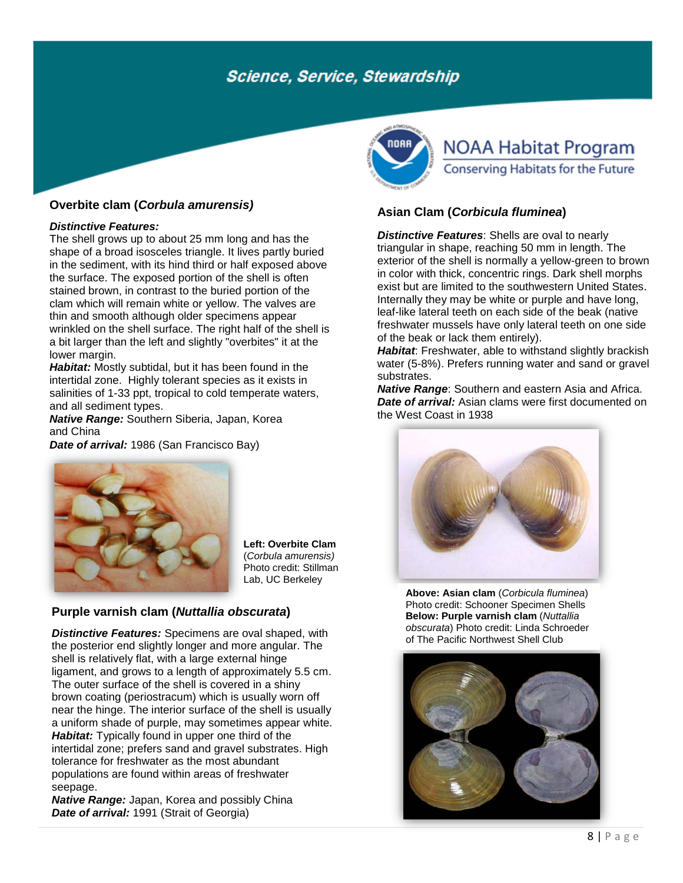## Overbite clam (*Corbula amurensis)*

***Distinctive Features:***
The shell grows up to about 25 mm long and has the shape of a broad isosceles triangle. It lives partly buried in the sediment, with its hind third or half exposed above the surface. The exposed portion of the shell is often stained brown, in contrast to the buried portion of the clam which will remain white or yellow. The valves are thin and smooth although older specimens appear wrinkled on the shell surface. The right half of the shell is a bit larger than the left and slightly "overbites" it at the lower margin.

***Habitat:*** Mostly subtidal, but it has been found in the intertidal zone. Highly tolerant species as it exists in salinities of 1-33 ppt, tropical to cold temperate waters, and all sediment types.

***Native Range:*** Southern Siberia, Japan, Korea and China

***Date of arrival:*** 1986 (San Francisco Bay)

**Left: Overbite Clam** (*Corbula amurensis)* Photo credit: Stillman Lab, UC Berkeley

## Purple varnish clam (*Nuttallia obscurata*)

***Distinctive Features:*** Specimens are oval shaped, with the posterior end slightly longer and more angular. The shell is relatively flat, with a large external hinge ligament, and grows to a length of approximately 5.5 cm. The outer surface of the shell is covered in a shiny brown coating (periostracum) which is usually worn off near the hinge. The interior surface of the shell is usually a uniform shade of purple, may sometimes appear white.

***Habitat:*** Typically found in upper one third of the intertidal zone; prefers sand and gravel substrates. High tolerance for freshwater as the most abundant populations are found within areas of freshwater seepage.

***Native Range:*** Japan, Korea and possibly China

***Date of arrival:*** 1991 (Strait of Georgia)

## Asian Clam (*Corbicula fluminea*)

***Distinctive Features***: Shells are oval to nearly triangular in shape, reaching 50 mm in length. The exterior of the shell is normally a yellow-green to brown in color with thick, concentric rings. Dark shell morphs exist but are limited to the southwestern United States. Internally they may be white or purple and have long, leaf-like lateral teeth on each side of the beak (native freshwater mussels have only lateral teeth on one side of the beak or lack them entirely).

***Habitat***: Freshwater, able to withstand slightly brackish water (5-8%). Prefers running water and sand or gravel substrates.

***Native Range***: Southern and eastern Asia and Africa.

***Date of arrival:*** Asian clams were first documented on the West Coast in 1938

**Above: Asian clam** (*Corbicula fluminea*) Photo credit: Schooner Specimen Shells
**Below: Purple varnish clam** (*Nuttallia obscurata*) Photo credit: Linda Schroeder of The Pacific Northwest Shell Club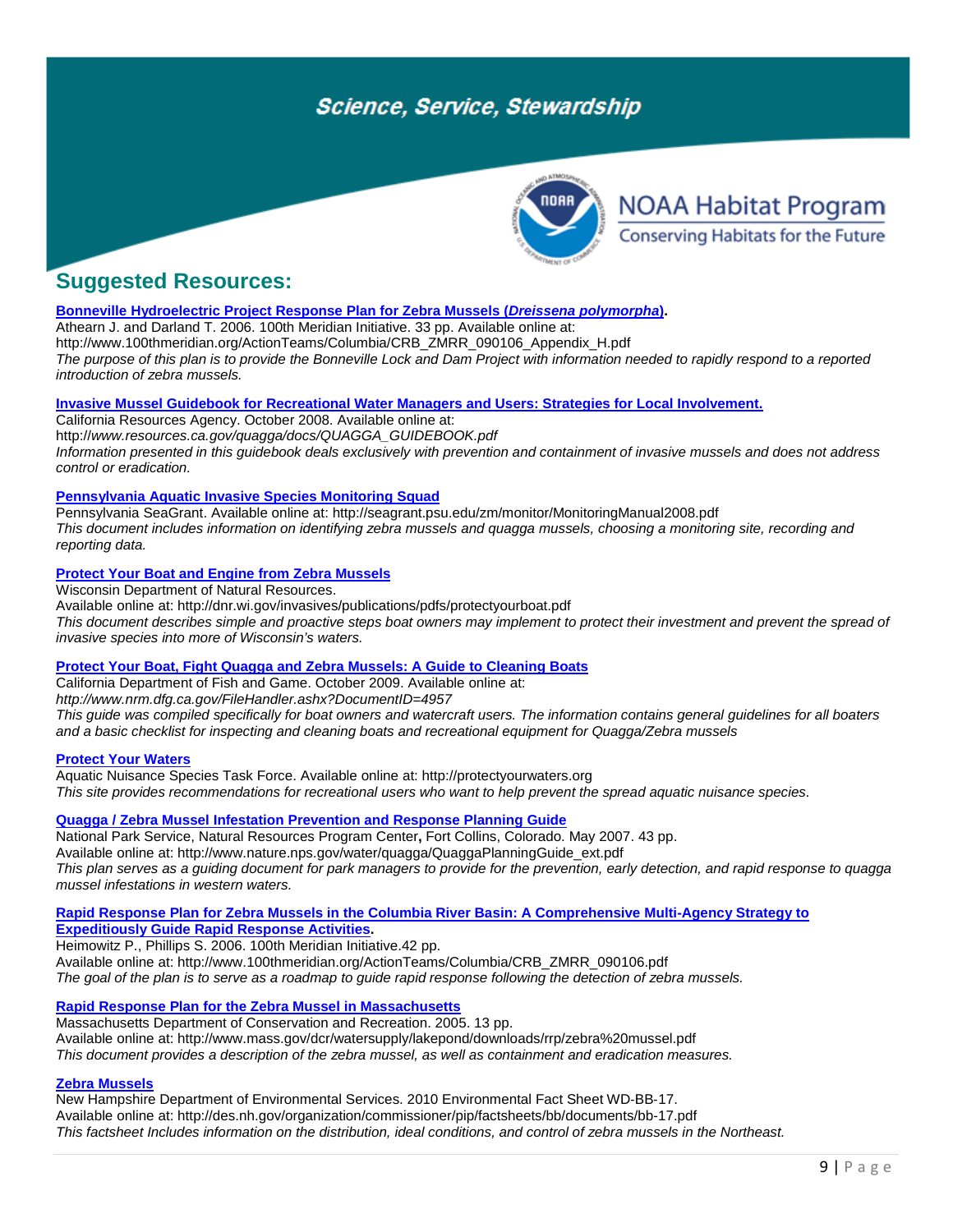## Suggested Resources:

**Bonneville Hydroelectric Project Response Plan for Zebra Mussels (*Dreissena polymorpha*).**
Athearn J. and Darland T. 2006. 100th Meridian Initiative. 33 pp. Available online at:
http://www.100thmeridian.org/ActionTeams/Columbia/CRB_ZMRR_090106_Appendix_H.pdf
*The purpose of this plan is to provide the Bonneville Lock and Dam Project with information needed to rapidly respond to a reported introduction of zebra mussels.*

**Invasive Mussel Guidebook for Recreational Water Managers and Users: Strategies for Local Involvement.**
California Resources Agency. October 2008. Available online at:
http://*www.resources.ca.gov/quagga/docs/QUAGGA_GUIDEBOOK.pdf*
*Information presented in this guidebook deals exclusively with prevention and containment of invasive mussels and does not address control or eradication.*

**Pennsylvania Aquatic Invasive Species Monitoring Squad**
Pennsylvania SeaGrant. Available online at: http://seagrant.psu.edu/zm/monitor/MonitoringManual2008.pdf
*This document includes information on identifying zebra mussels and quagga mussels, choosing a monitoring site, recording and reporting data.*

**Protect Your Boat and Engine from Zebra Mussels**
Wisconsin Department of Natural Resources.
Available online at: http://dnr.wi.gov/invasives/publications/pdfs/protectyourboat.pdf
*This document describes simple and proactive steps boat owners may implement to protect their investment and prevent the spread of invasive species into more of Wisconsin's waters.*

**Protect Your Boat, Fight Quagga and Zebra Mussels: A Guide to Cleaning Boats**
California Department of Fish and Game. October 2009. Available online at:
*http://www.nrm.dfg.ca.gov/FileHandler.ashx?DocumentID=4957*
*This guide was compiled specifically for boat owners and watercraft users. The information contains general guidelines for all boaters and a basic checklist for inspecting and cleaning boats and recreational equipment for Quagga/Zebra mussels*

**Protect Your Waters**
Aquatic Nuisance Species Task Force. Available online at: http://protectyourwaters.org
*This site provides recommendations for recreational users who want to help prevent the spread aquatic nuisance species.*

**Quagga / Zebra Mussel Infestation Prevention and Response Planning Guide**
National Park Service, Natural Resources Program Center**,** Fort Collins, Colorado. May 2007. 43 pp.
Available online at: http://www.nature.nps.gov/water/quagga/QuaggaPlanningGuide_ext.pdf
*This plan serves as a guiding document for park managers to provide for the prevention, early detection, and rapid response to quagga mussel infestations in western waters.*

**Rapid Response Plan for Zebra Mussels in the Columbia River Basin: A Comprehensive Multi-Agency Strategy to Expeditiously Guide Rapid Response Activities.**
Heimowitz P., Phillips S. 2006. 100th Meridian Initiative.42 pp.
Available online at: http://www.100thmeridian.org/ActionTeams/Columbia/CRB_ZMRR_090106.pdf
*The goal of the plan is to serve as a roadmap to guide rapid response following the detection of zebra mussels.*

**Rapid Response Plan for the Zebra Mussel in Massachusetts**
Massachusetts Department of Conservation and Recreation. 2005. 13 pp.
Available online at: http://www.mass.gov/dcr/watersupply/lakepond/downloads/rrp/zebra%20mussel.pdf
*This document provides a description of the zebra mussel, as well as containment and eradication measures.*

**Zebra Mussels**
New Hampshire Department of Environmental Services. 2010 Environmental Fact Sheet WD-BB-17.
Available online at: http://des.nh.gov/organization/commissioner/pip/factsheets/bb/documents/bb-17.pdf
*This factsheet Includes information on the distribution, ideal conditions, and control of zebra mussels in the Northeast.*